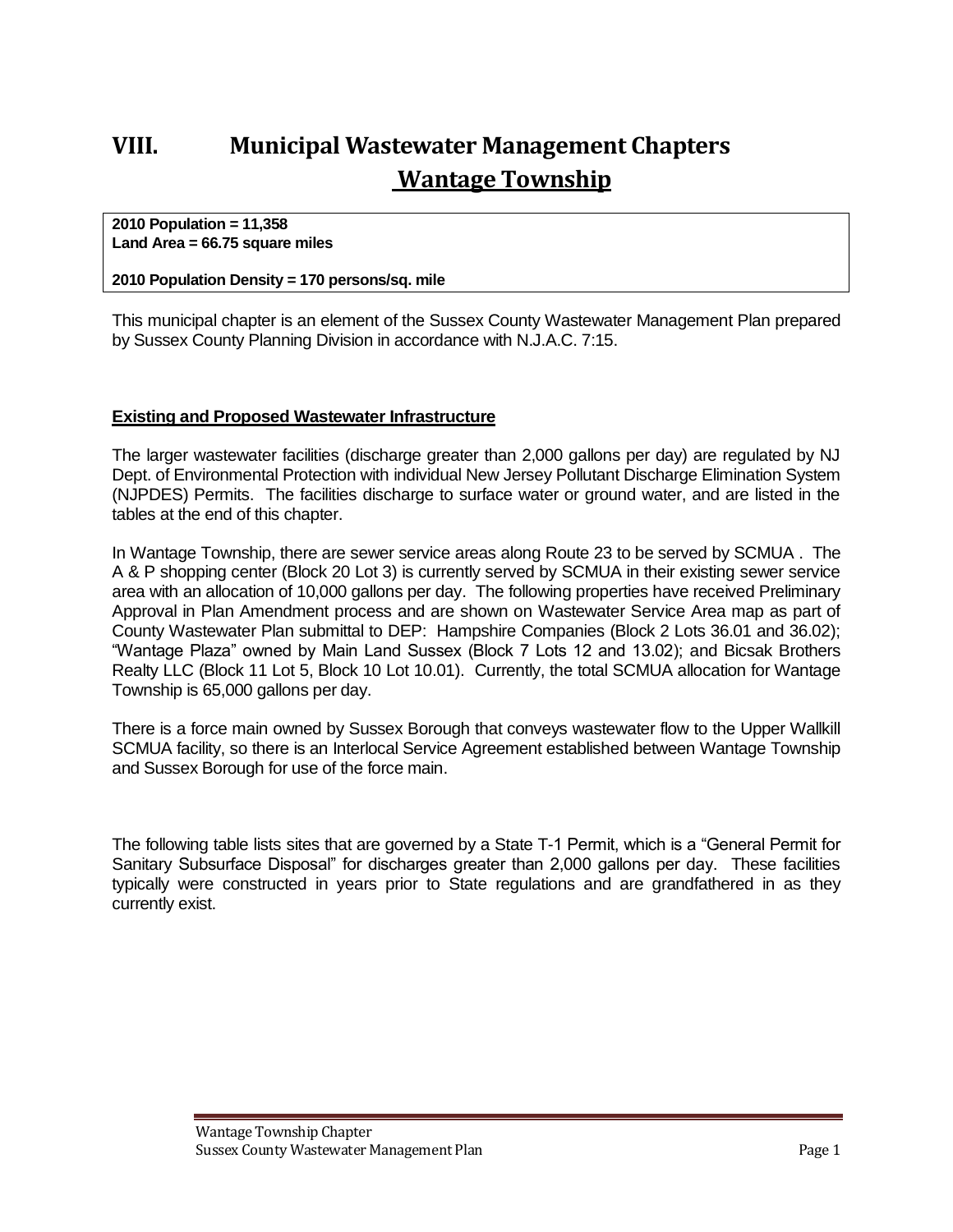# VIII. Municipal Wastewater Management Chapters

## Wantage Township

**2010 Population = 11,358**
**Land Area = 66.75 square miles**

**2010 Population Density = 170 persons/sq. mile**

This municipal chapter is an element of the Sussex County Wastewater Management Plan prepared by Sussex County Planning Division in accordance with N.J.A.C. 7:15.

**Existing and Proposed Wastewater Infrastructure**

The larger wastewater facilities (discharge greater than 2,000 gallons per day) are regulated by NJ Dept. of Environmental Protection with individual New Jersey Pollutant Discharge Elimination System (NJPDES) Permits. The facilities discharge to surface water or ground water, and are listed in the tables at the end of this chapter.

In Wantage Township, there are sewer service areas along Route 23 to be served by SCMUA . The A & P shopping center (Block 20 Lot 3) is currently served by SCMUA in their existing sewer service area with an allocation of 10,000 gallons per day. The following properties have received Preliminary Approval in Plan Amendment process and are shown on Wastewater Service Area map as part of County Wastewater Plan submittal to DEP: Hampshire Companies (Block 2 Lots 36.01 and 36.02); "Wantage Plaza" owned by Main Land Sussex (Block 7 Lots 12 and 13.02); and Bicsak Brothers Realty LLC (Block 11 Lot 5, Block 10 Lot 10.01). Currently, the total SCMUA allocation for Wantage Township is 65,000 gallons per day.

There is a force main owned by Sussex Borough that conveys wastewater flow to the Upper Wallkill SCMUA facility, so there is an Interlocal Service Agreement established between Wantage Township and Sussex Borough for use of the force main.

The following table lists sites that are governed by a State T-1 Permit, which is a "General Permit for Sanitary Subsurface Disposal" for discharges greater than 2,000 gallons per day. These facilities typically were constructed in years prior to State regulations and are grandfathered in as they currently exist.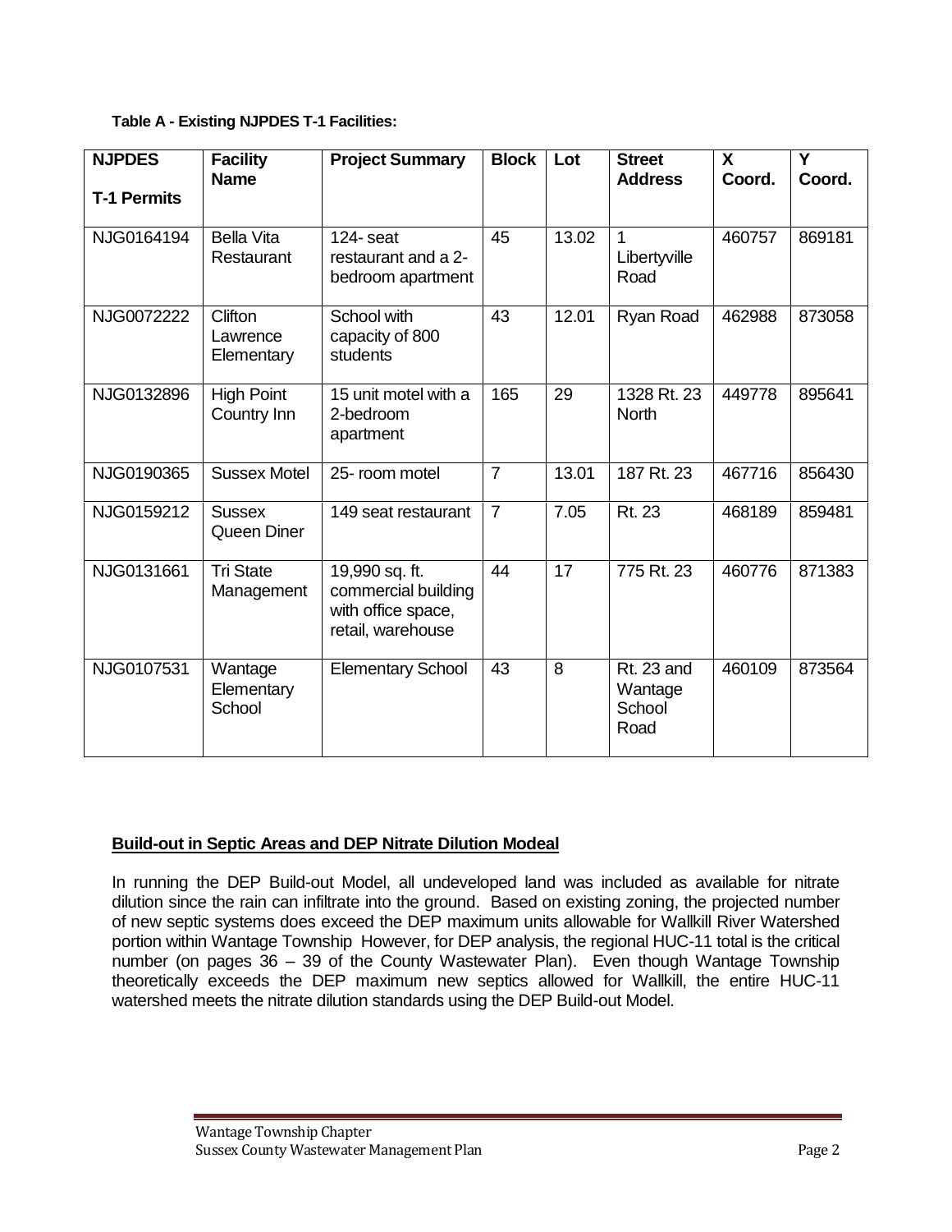**Table A - Existing NJPDES T-1 Facilities:**

| NJPDES T-1 Permits | Facility Name | Project Summary | Block | Lot | Street Address | X Coord. | Y Coord. |
|---|---|---|---|---|---|---|---|
| NJG0164194 | Bella Vita Restaurant | 124- seat restaurant and a 2-bedroom apartment | 45 | 13.02 | 1 Libertyville Road | 460757 | 869181 |
| NJG0072222 | Clifton Lawrence Elementary | School with capacity of 800 students | 43 | 12.01 | Ryan Road | 462988 | 873058 |
| NJG0132896 | High Point Country Inn | 15 unit motel with a 2-bedroom apartment | 165 | 29 | 1328 Rt. 23 North | 449778 | 895641 |
| NJG0190365 | Sussex Motel | 25- room motel | 7 | 13.01 | 187 Rt. 23 | 467716 | 856430 |
| NJG0159212 | Sussex Queen Diner | 149 seat restaurant | 7 | 7.05 | Rt. 23 | 468189 | 859481 |
| NJG0131661 | Tri State Management | 19,990 sq. ft. commercial building with office space, retail, warehouse | 44 | 17 | 775 Rt. 23 | 460776 | 871383 |
| NJG0107531 | Wantage Elementary School | Elementary School | 43 | 8 | Rt. 23 and Wantage School Road | 460109 | 873564 |

**Build-out in Septic Areas and DEP Nitrate Dilution Modeal**

In running the DEP Build-out Model, all undeveloped land was included as available for nitrate dilution since the rain can infiltrate into the ground. Based on existing zoning, the projected number of new septic systems does exceed the DEP maximum units allowable for Wallkill River Watershed portion within Wantage Township However, for DEP analysis, the regional HUC-11 total is the critical number (on pages 36 – 39 of the County Wastewater Plan). Even though Wantage Township theoretically exceeds the DEP maximum new septics allowed for Wallkill, the entire HUC-11 watershed meets the nitrate dilution standards using the DEP Build-out Model.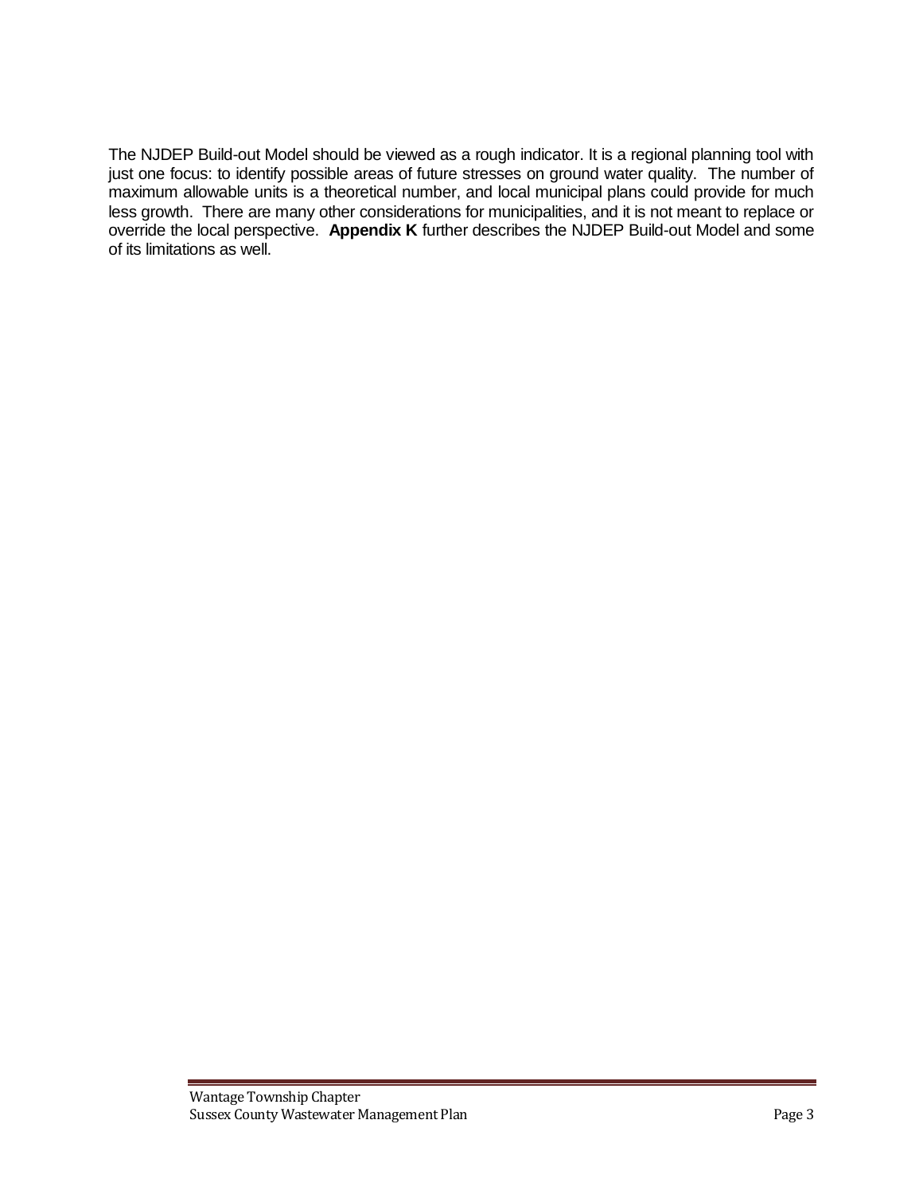The NJDEP Build-out Model should be viewed as a rough indicator. It is a regional planning tool with just one focus: to identify possible areas of future stresses on ground water quality. The number of maximum allowable units is a theoretical number, and local municipal plans could provide for much less growth. There are many other considerations for municipalities, and it is not meant to replace or override the local perspective. **Appendix K** further describes the NJDEP Build-out Model and some of its limitations as well.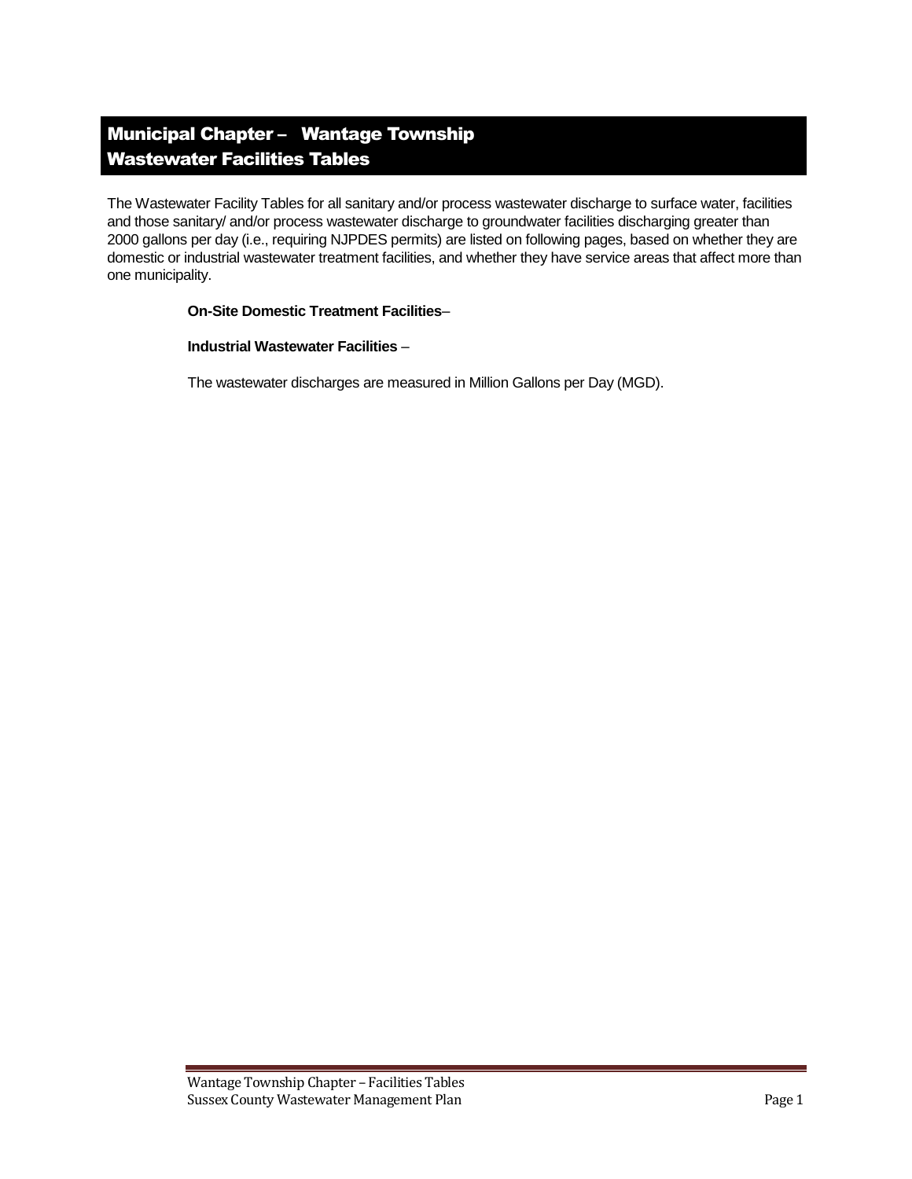# Municipal Chapter – Wantage Township Wastewater Facilities Tables

The Wastewater Facility Tables for all sanitary and/or process wastewater discharge to surface water, facilities and those sanitary/ and/or process wastewater discharge to groundwater facilities discharging greater than 2000 gallons per day (i.e., requiring NJPDES permits) are listed on following pages, based on whether they are domestic or industrial wastewater treatment facilities, and whether they have service areas that affect more than one municipality.

**On-Site Domestic Treatment Facilities**–

**Industrial Wastewater Facilities** –

The wastewater discharges are measured in Million Gallons per Day (MGD).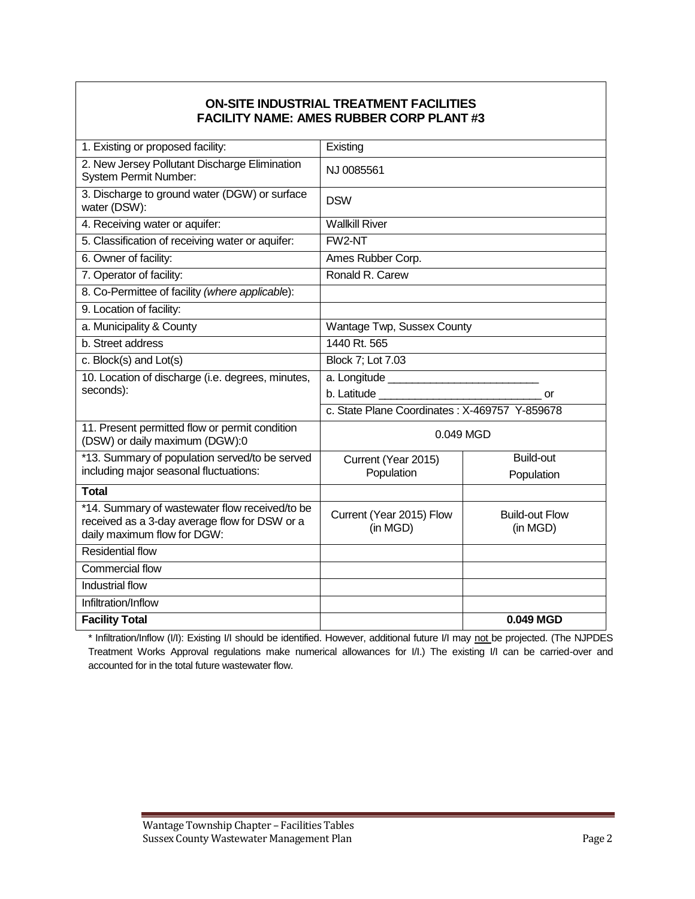| ON-SITE INDUSTRIAL TREATMENT FACILITIES<br>FACILITY NAME: AMES RUBBER CORP PLANT #3 | | |
|---|---|---|
| 1. Existing or proposed facility: | Existing | |
| 2. New Jersey Pollutant Discharge Elimination System Permit Number: | NJ 0085561 | |
| 3. Discharge to ground water (DGW) or surface water (DSW): | DSW | |
| 4. Receiving water or aquifer: | Wallkill River | |
| 5. Classification of receiving water or aquifer: | FW2-NT | |
| 6. Owner of facility: | Ames Rubber Corp. | |
| 7. Operator of facility: | Ronald R. Carew | |
| 8. Co-Permittee of facility *(where applicable)*: | | |
| 9. Location of facility: | | |
| a. Municipality & County | Wantage Twp, Sussex County | |
| b. Street address | 1440 Rt. 565 | |
| c. Block(s) and Lot(s) | Block 7; Lot 7.03 | |
| 10. Location of discharge (i.e. degrees, minutes, seconds): | a. Longitude ________________________<br>b. Latitude __________________________ or<br>c. State Plane Coordinates : X-469757 Y-859678 | |
| 11. Present permitted flow or permit condition (DSW) or daily maximum (DGW):0 | 0.049 MGD | |
| *13. Summary of population served/to be served including major seasonal fluctuations: | Current (Year 2015) Population | Build-out Population |
| **Total** | | |
| *14. Summary of wastewater flow received/to be received as a 3-day average flow for DSW or a daily maximum flow for DGW: | Current (Year 2015) Flow (in MGD) | Build-out Flow (in MGD) |
| Residential flow | | |
| Commercial flow | | |
| Industrial flow | | |
| Infiltration/Inflow | | |
| **Facility Total** | | **0.049 MGD** |

* Infiltration/Inflow (I/I): Existing I/I should be identified. However, additional future I/I may not be projected. (The NJPDES Treatment Works Approval regulations make numerical allowances for I/I.) The existing I/I can be carried-over and accounted for in the total future wastewater flow.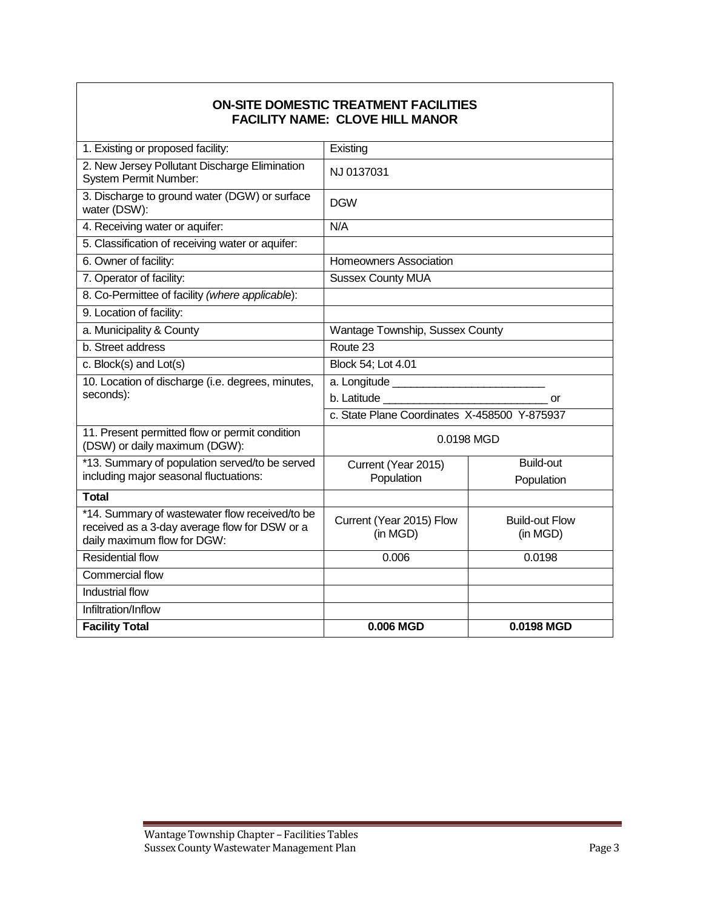| **ON-SITE DOMESTIC TREATMENT FACILITIES**<br>**FACILITY NAME: CLOVE HILL MANOR** | | |
|---|---|---|
| 1. Existing or proposed facility: | Existing | |
| 2. New Jersey Pollutant Discharge Elimination System Permit Number: | NJ 0137031 | |
| 3. Discharge to ground water (DGW) or surface water (DSW): | DGW | |
| 4. Receiving water or aquifer: | N/A | |
| 5. Classification of receiving water or aquifer: | | |
| 6. Owner of facility: | Homeowners Association | |
| 7. Operator of facility: | Sussex County MUA | |
| 8. Co-Permittee of facility *(where applicable)*: | | |
| 9. Location of facility: | | |
| a. Municipality & County | Wantage Township, Sussex County | |
| b. Street address | Route 23 | |
| c. Block(s) and Lot(s) | Block 54; Lot 4.01 | |
| 10. Location of discharge (i.e. degrees, minutes, seconds): | a. Longitude ________________________<br>b. Latitude __________________________ or<br>c. State Plane Coordinates X-458500 Y-875937 | |
| 11. Present permitted flow or permit condition (DSW) or daily maximum (DGW): | 0.0198 MGD | |
| *13. Summary of population served/to be served including major seasonal fluctuations: | Current (Year 2015) Population | Build-out Population |
| **Total** | | |
| *14. Summary of wastewater flow received/to be received as a 3-day average flow for DSW or a daily maximum flow for DGW: | Current (Year 2015) Flow (in MGD) | Build-out Flow (in MGD) |
| Residential flow | 0.006 | 0.0198 |
| Commercial flow | | |
| Industrial flow | | |
| Infiltration/Inflow | | |
| **Facility Total** | **0.006 MGD** | **0.0198 MGD** |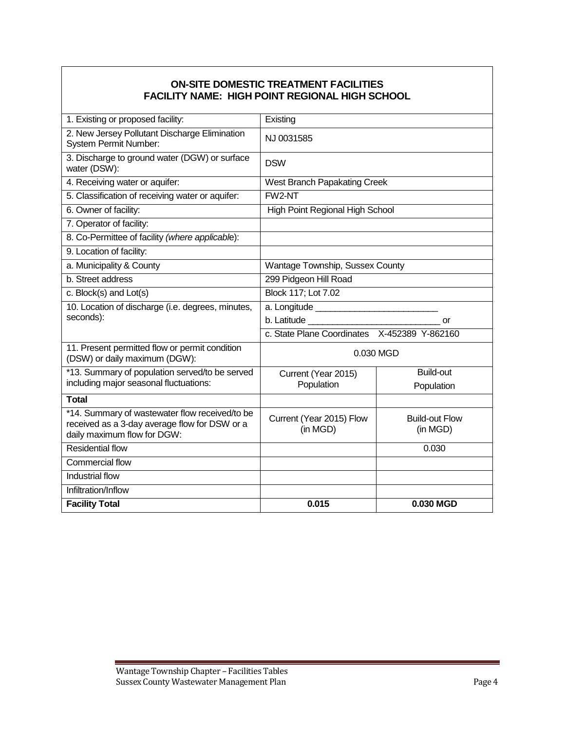## ON-SITE DOMESTIC TREATMENT FACILITIES
## FACILITY NAME: HIGH POINT REGIONAL HIGH SCHOOL

| | | |
|---|---|---|
| 1. Existing or proposed facility: | Existing | |
| 2. New Jersey Pollutant Discharge Elimination System Permit Number: | NJ 0031585 | |
| 3. Discharge to ground water (DGW) or surface water (DSW): | DSW | |
| 4. Receiving water or aquifer: | West Branch Papakating Creek | |
| 5. Classification of receiving water or aquifer: | FW2-NT | |
| 6. Owner of facility: | High Point Regional High School | |
| 7. Operator of facility: | | |
| 8. Co-Permittee of facility *(where applicable)*: | | |
| 9. Location of facility: | | |
| a. Municipality & County | Wantage Township, Sussex County | |
| b. Street address | 299 Pidgeon Hill Road | |
| c. Block(s) and Lot(s) | Block 117; Lot 7.02 | |
| 10. Location of discharge (i.e. degrees, minutes, seconds): | a. Longitude ________________________<br>b. Latitude __________________________ or<br>c. State Plane Coordinates X-452389 Y-862160 | |
| 11. Present permitted flow or permit condition (DSW) or daily maximum (DGW): | 0.030 MGD | |
| *13. Summary of population served/to be served including major seasonal fluctuations: | Current (Year 2015) Population | Build-out Population |
| **Total** | | |
| *14. Summary of wastewater flow received/to be received as a 3-day average flow for DSW or a daily maximum flow for DGW: | Current (Year 2015) Flow (in MGD) | Build-out Flow (in MGD) |
| Residential flow | | 0.030 |
| Commercial flow | | |
| Industrial flow | | |
| Infiltration/Inflow | | |
| **Facility Total** | **0.015** | **0.030 MGD** |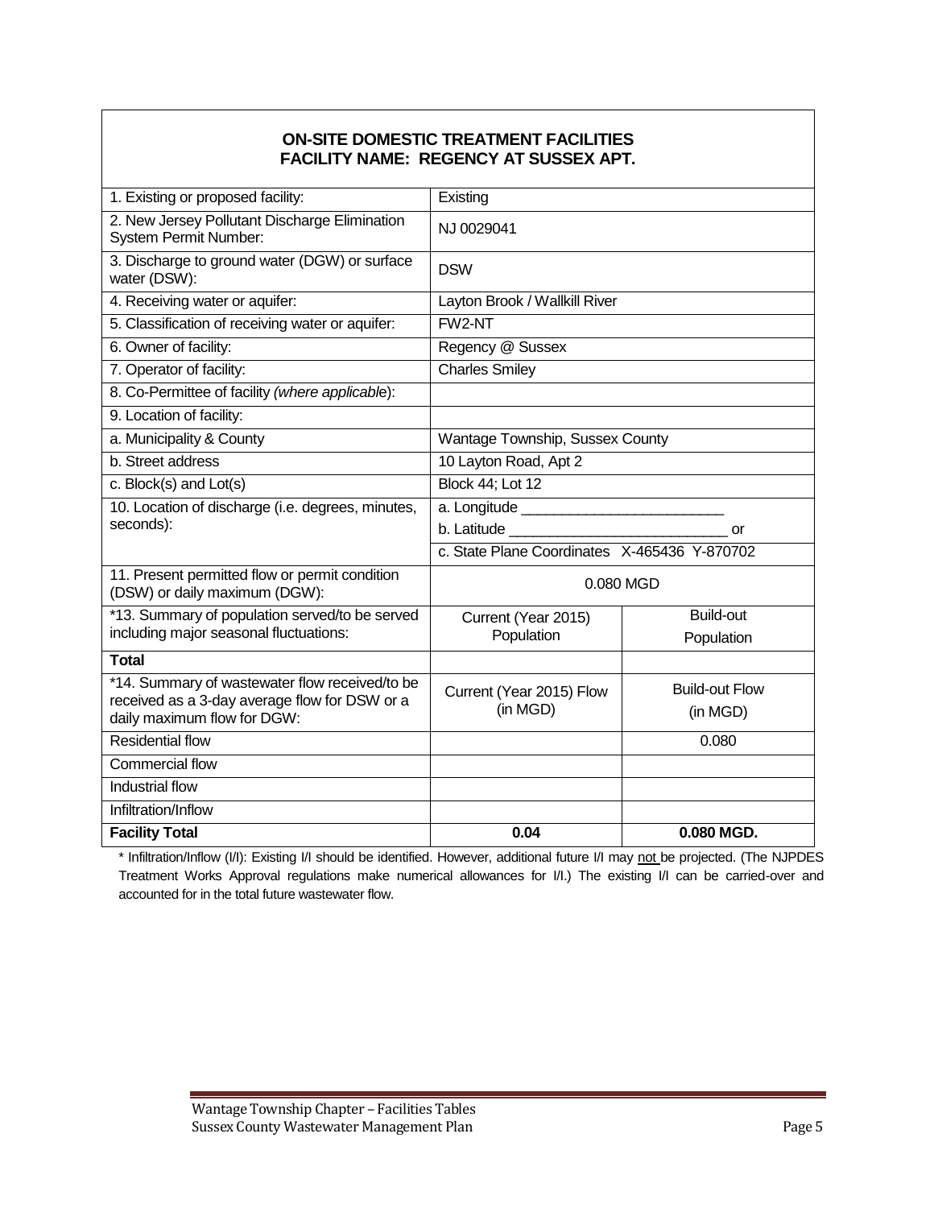**ON-SITE DOMESTIC TREATMENT FACILITIES**
**FACILITY NAME: REGENCY AT SUSSEX APT.**

| | | |
|---|---|---|
| 1. Existing or proposed facility: | Existing | |
| 2. New Jersey Pollutant Discharge Elimination System Permit Number: | NJ 0029041 | |
| 3. Discharge to ground water (DGW) or surface water (DSW): | DSW | |
| 4. Receiving water or aquifer: | Layton Brook / Wallkill River | |
| 5. Classification of receiving water or aquifer: | FW2-NT | |
| 6. Owner of facility: | Regency @ Sussex | |
| 7. Operator of facility: | Charles Smiley | |
| 8. Co-Permittee of facility *(where applicable)*: | | |
| 9. Location of facility: | | |
| a. Municipality & County | Wantage Township, Sussex County | |
| b. Street address | 10 Layton Road, Apt 2 | |
| c. Block(s) and Lot(s) | Block 44; Lot 12 | |
| 10. Location of discharge (i.e. degrees, minutes, seconds): | a. Longitude ________________________<br>b. Latitude __________________________ or<br>c. State Plane Coordinates X-465436 Y-870702 | |
| 11. Present permitted flow or permit condition (DSW) or daily maximum (DGW): | 0.080 MGD | |
| *13. Summary of population served/to be served including major seasonal fluctuations: | Current (Year 2015) Population | Build-out Population |
| **Total** | | |
| *14. Summary of wastewater flow received/to be received as a 3-day average flow for DSW or a daily maximum flow for DGW: | Current (Year 2015) Flow (in MGD) | Build-out Flow (in MGD) |
| Residential flow | | 0.080 |
| Commercial flow | | |
| Industrial flow | | |
| Infiltration/Inflow | | |
| **Facility Total** | **0.04** | **0.080 MGD.** |

\* Infiltration/Inflow (I/I): Existing I/I should be identified. However, additional future I/I may not be projected. (The NJPDES Treatment Works Approval regulations make numerical allowances for I/I.) The existing I/I can be carried-over and accounted for in the total future wastewater flow.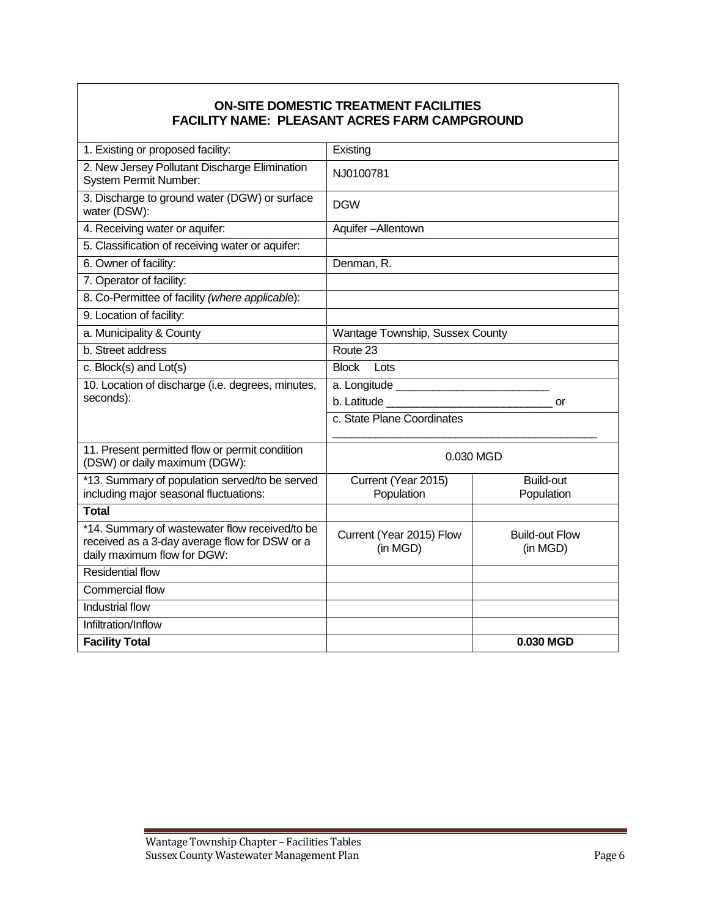| ON-SITE DOMESTIC TREATMENT FACILITIES<br>FACILITY NAME: PLEASANT ACRES FARM CAMPGROUND | | |
|---|---|---|
| 1. Existing or proposed facility: | Existing | |
| 2. New Jersey Pollutant Discharge Elimination System Permit Number: | NJ0100781 | |
| 3. Discharge to ground water (DGW) or surface water (DSW): | DGW | |
| 4. Receiving water or aquifer: | Aquifer –Allentown | |
| 5. Classification of receiving water or aquifer: | | |
| 6. Owner of facility: | Denman, R. | |
| 7. Operator of facility: | | |
| 8. Co-Permittee of facility *(where applicable*): | | |
| 9. Location of facility: | | |
| a. Municipality & County | Wantage Township, Sussex County | |
| b. Street address | Route 23 | |
| c. Block(s) and Lot(s) | Block Lots | |
| 10. Location of discharge (i.e. degrees, minutes, seconds): | a. Longitude ________________________<br>b. Latitude __________________________ or | |
| | c. State Plane Coordinates<br>__________________________________________ | |
| 11. Present permitted flow or permit condition (DSW) or daily maximum (DGW): | 0.030 MGD | |
| *13. Summary of population served/to be served including major seasonal fluctuations: | Current (Year 2015) Population | Build-out Population |
| **Total** | | |
| *14. Summary of wastewater flow received/to be received as a 3-day average flow for DSW or a daily maximum flow for DGW: | Current (Year 2015) Flow (in MGD) | Build-out Flow (in MGD) |
| Residential flow | | |
| Commercial flow | | |
| Industrial flow | | |
| Infiltration/Inflow | | |
| **Facility Total** | | **0.030 MGD** |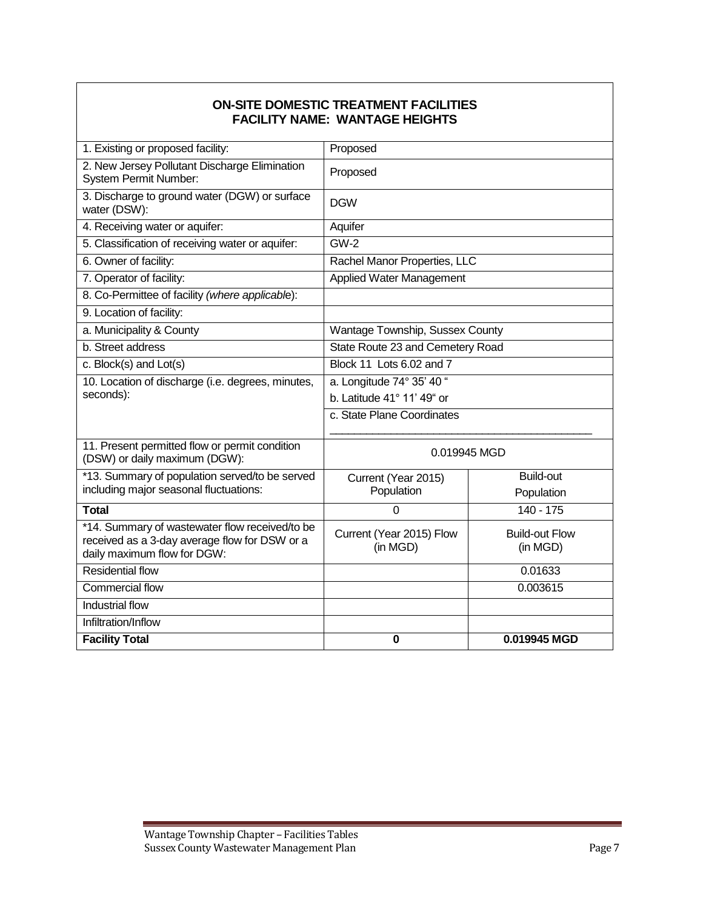| **ON-SITE DOMESTIC TREATMENT FACILITIES**<br>**FACILITY NAME: WANTAGE HEIGHTS** | | |
|---|---|---|
| 1. Existing or proposed facility: | Proposed | |
| 2. New Jersey Pollutant Discharge Elimination System Permit Number: | Proposed | |
| 3. Discharge to ground water (DGW) or surface water (DSW): | DGW | |
| 4. Receiving water or aquifer: | Aquifer | |
| 5. Classification of receiving water or aquifer: | GW-2 | |
| 6. Owner of facility: | Rachel Manor Properties, LLC | |
| 7. Operator of facility: | Applied Water Management | |
| 8. Co-Permittee of facility *(where applicable)*: | | |
| 9. Location of facility: | | |
| a. Municipality & County | Wantage Township, Sussex County | |
| b. Street address | State Route 23 and Cemetery Road | |
| c. Block(s) and Lot(s) | Block 11 Lots 6.02 and 7 | |
| 10. Location of discharge (i.e. degrees, minutes, seconds): | a. Longitude 74° 35' 40 "<br>b. Latitude 41° 11' 49" or | |
| | c. State Plane Coordinates<br>___________________________________________ | |
| 11. Present permitted flow or permit condition (DSW) or daily maximum (DGW): | 0.019945 MGD | |
| *13. Summary of population served/to be served including major seasonal fluctuations: | Current (Year 2015) Population | Build-out Population |
| **Total** | 0 | 140 - 175 |
| *14. Summary of wastewater flow received/to be received as a 3-day average flow for DSW or a daily maximum flow for DGW: | Current (Year 2015) Flow (in MGD) | Build-out Flow (in MGD) |
| Residential flow | | 0.01633 |
| Commercial flow | | 0.003615 |
| Industrial flow | | |
| Infiltration/Inflow | | |
| **Facility Total** | **0** | **0.019945 MGD** |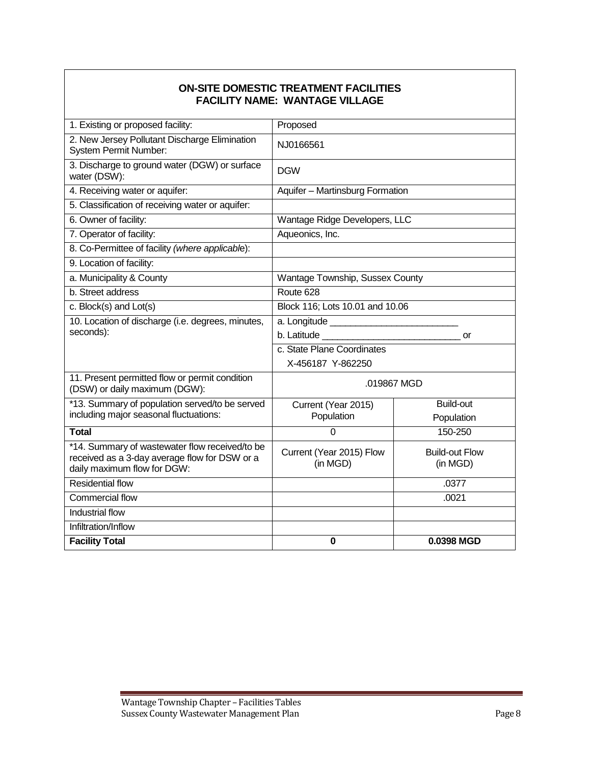| ON-SITE DOMESTIC TREATMENT FACILITIES<br>FACILITY NAME: WANTAGE VILLAGE | | |
|---|---|---|
| 1. Existing or proposed facility: | Proposed | |
| 2. New Jersey Pollutant Discharge Elimination System Permit Number: | NJ0166561 | |
| 3. Discharge to ground water (DGW) or surface water (DSW): | DGW | |
| 4. Receiving water or aquifer: | Aquifer – Martinsburg Formation | |
| 5. Classification of receiving water or aquifer: | | |
| 6. Owner of facility: | Wantage Ridge Developers, LLC | |
| 7. Operator of facility: | Aqueonics, Inc. | |
| 8. Co-Permittee of facility *(where applicable)*: | | |
| 9. Location of facility: | | |
| a. Municipality & County | Wantage Township, Sussex County | |
| b. Street address | Route 628 | |
| c. Block(s) and Lot(s) | Block 116; Lots 10.01 and 10.06 | |
| 10. Location of discharge (i.e. degrees, minutes, seconds): | a. Longitude ________________________<br>b. Latitude __________________________ or | |
| | c. State Plane Coordinates<br>X-456187 Y-862250 | |
| 11. Present permitted flow or permit condition (DSW) or daily maximum (DGW): | .019867 MGD | |
| *13. Summary of population served/to be served including major seasonal fluctuations: | Current (Year 2015) Population | Build-out Population |
| **Total** | 0 | 150-250 |
| *14. Summary of wastewater flow received/to be received as a 3-day average flow for DSW or a daily maximum flow for DGW: | Current (Year 2015) Flow (in MGD) | Build-out Flow (in MGD) |
| Residential flow | | .0377 |
| Commercial flow | | .0021 |
| Industrial flow | | |
| Infiltration/Inflow | | |
| **Facility Total** | **0** | **0.0398 MGD** |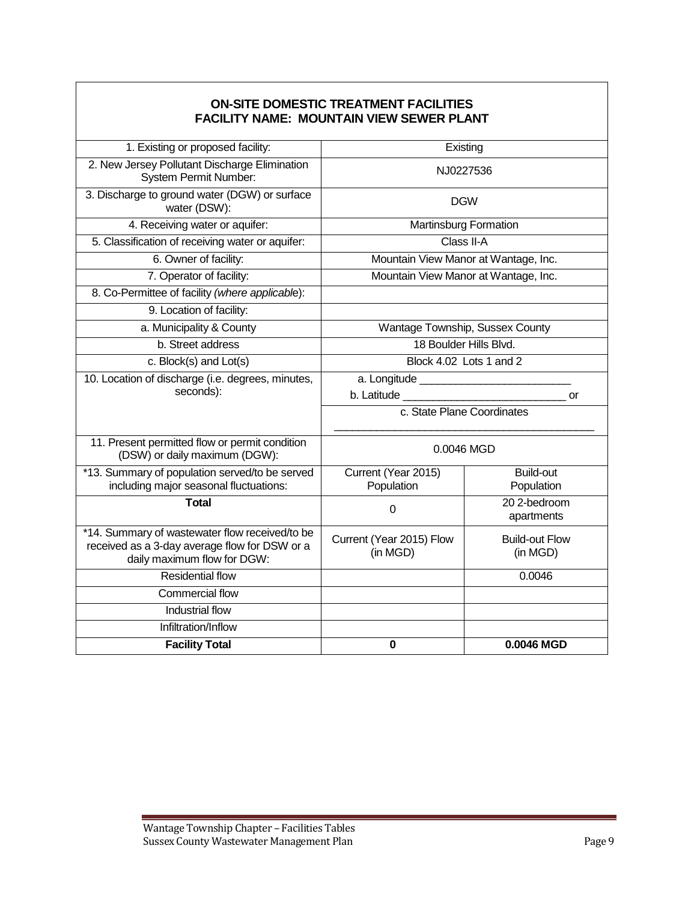| **ON-SITE DOMESTIC TREATMENT FACILITIES<br>FACILITY NAME: MOUNTAIN VIEW SEWER PLANT** | | |
|---|---|---|
| 1. Existing or proposed facility: | Existing | |
| 2. New Jersey Pollutant Discharge Elimination System Permit Number: | NJ0227536 | |
| 3. Discharge to ground water (DGW) or surface water (DSW): | DGW | |
| 4. Receiving water or aquifer: | Martinsburg Formation | |
| 5. Classification of receiving water or aquifer: | Class II-A | |
| 6. Owner of facility: | Mountain View Manor at Wantage, Inc. | |
| 7. Operator of facility: | Mountain View Manor at Wantage, Inc. | |
| 8. Co-Permittee of facility *(where applicable)*: | | |
| 9. Location of facility: | | |
| a. Municipality & County | Wantage Township, Sussex County | |
| b. Street address | 18 Boulder Hills Blvd. | |
| c. Block(s) and Lot(s) | Block 4.02 Lots 1 and 2 | |
| 10. Location of discharge (i.e. degrees, minutes, seconds): | a. Longitude ________________________<br>b. Latitude __________________________ or<br>c. State Plane Coordinates<br>__________________________________________ | |
| 11. Present permitted flow or permit condition (DSW) or daily maximum (DGW): | 0.0046 MGD | |
| *13. Summary of population served/to be served including major seasonal fluctuations: | Current (Year 2015) Population | Build-out Population |
| **Total** | 0 | 20 2-bedroom apartments |
| *14. Summary of wastewater flow received/to be received as a 3-day average flow for DSW or a daily maximum flow for DGW: | Current (Year 2015) Flow (in MGD) | Build-out Flow (in MGD) |
| Residential flow | | 0.0046 |
| Commercial flow | | |
| Industrial flow | | |
| Infiltration/Inflow | | |
| **Facility Total** | **0** | **0.0046 MGD** |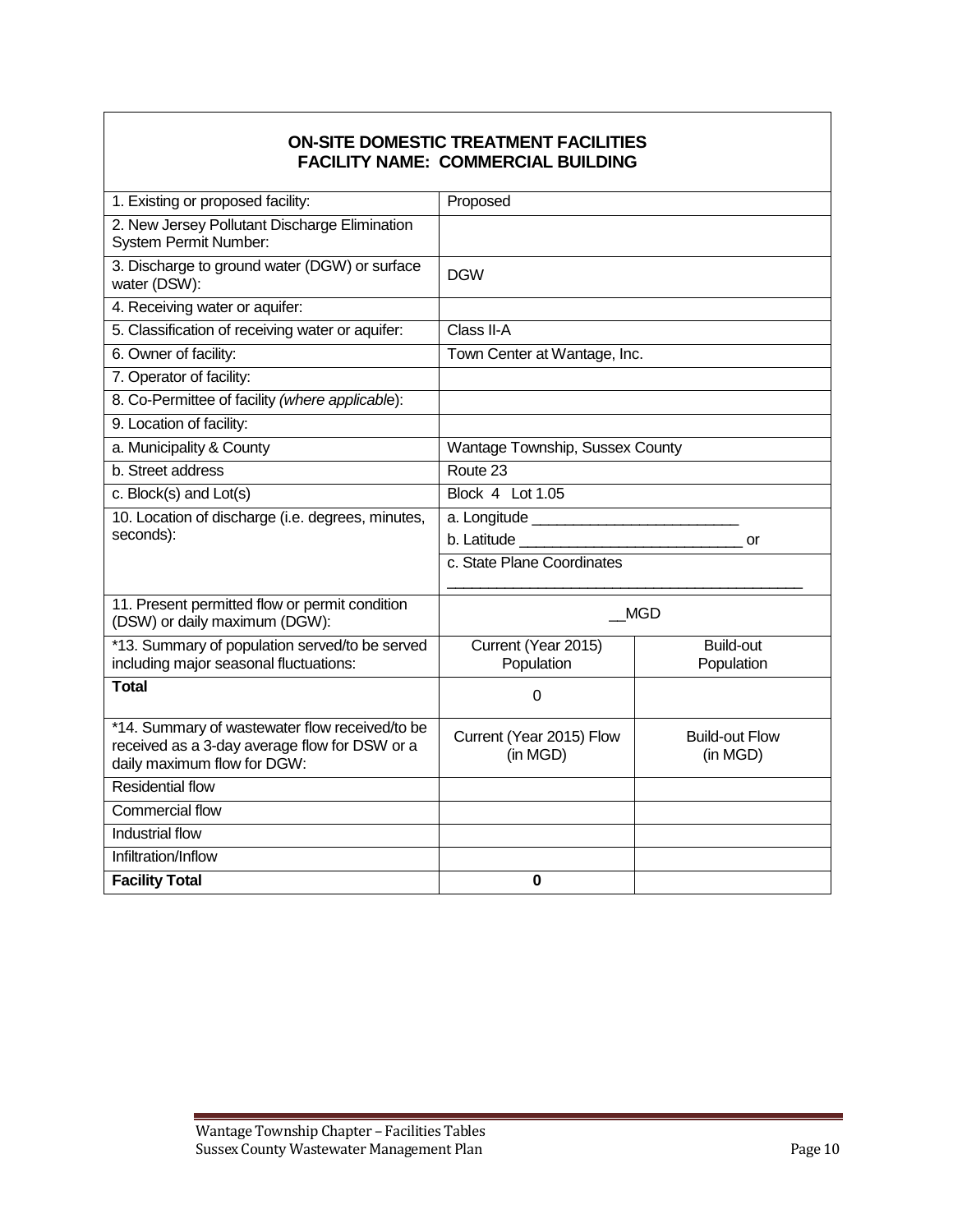| **ON-SITE DOMESTIC TREATMENT FACILITIES<br>FACILITY NAME: COMMERCIAL BUILDING** | | |
|---|---|---|
| 1. Existing or proposed facility: | Proposed | |
| 2. New Jersey Pollutant Discharge Elimination System Permit Number: | | |
| 3. Discharge to ground water (DGW) or surface water (DSW): | DGW | |
| 4. Receiving water or aquifer: | | |
| 5. Classification of receiving water or aquifer: | Class II-A | |
| 6. Owner of facility: | Town Center at Wantage, Inc. | |
| 7. Operator of facility: | | |
| 8. Co-Permittee of facility *(where applicable*): | | |
| 9. Location of facility: | | |
| a. Municipality & County | Wantage Township, Sussex County | |
| b. Street address | Route 23 | |
| c. Block(s) and Lot(s) | Block 4 Lot 1.05 | |
| 10. Location of discharge (i.e. degrees, minutes, seconds): | a. Longitude ________________________<br>b. Latitude __________________________ or<br>c. State Plane Coordinates<br>________________________________________ | |
| 11. Present permitted flow or permit condition (DSW) or daily maximum (DGW): | __MGD | |
| *13. Summary of population served/to be served including major seasonal fluctuations: | Current (Year 2015) Population | Build-out Population |
| **Total** | 0 | |
| *14. Summary of wastewater flow received/to be received as a 3-day average flow for DSW or a daily maximum flow for DGW: | Current (Year 2015) Flow (in MGD) | Build-out Flow (in MGD) |
| Residential flow | | |
| Commercial flow | | |
| Industrial flow | | |
| Infiltration/Inflow | | |
| **Facility Total** | **0** | |